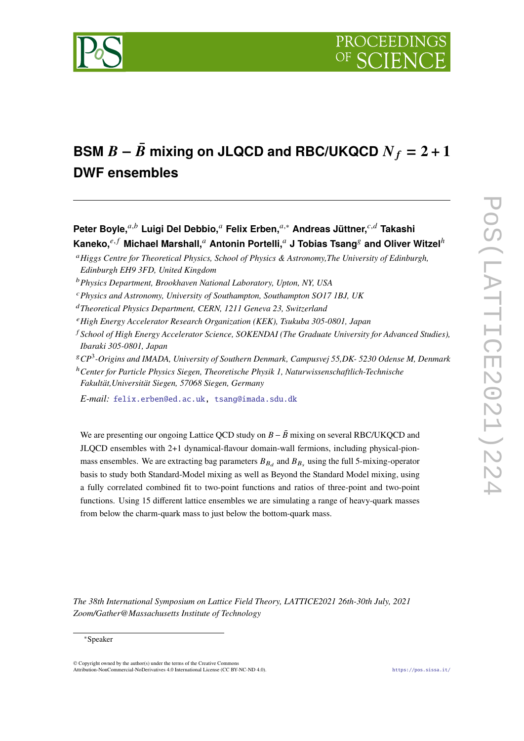# BSM $B - \bar{B}$ mixing on JLQCD and RBC/UKQCD $N_f = 2 + 1$ DWF ensembles

**Peter Boyle,**[a,b] **Luigi Del Debbio,**[a] **Felix Erben,**[a,*] **Andreas Jüttner,**[c,d] **Takashi Kaneko,**[e,f] **Michael Marshall,**[a] **Antonin Portelli,**[a] **J Tobias Tsang**[g] **and Oliver Witzel**[h]

[a] *Higgs Centre for Theoretical Physics, School of Physics & Astronomy,The University of Edinburgh, Edinburgh EH9 3FD, United Kingdom*

[b] *Physics Department, Brookhaven National Laboratory, Upton, NY, USA*

[c] *Physics and Astronomy, University of Southampton, Southampton SO17 1BJ, UK*

[d] *Theoretical Physics Department, CERN, 1211 Geneva 23, Switzerland*

[e] *High Energy Accelerator Research Organization (KEK), Tsukuba 305-0801, Japan*

[f] *School of High Energy Accelerator Science, SOKENDAI (The Graduate University for Advanced Studies), Ibaraki 305-0801, Japan*

[g] *CP*$^3$*-Origins and IMADA, University of Southern Denmark, Campusvej 55,DK- 5230 Odense M, Denmark*

[h] *Center for Particle Physics Siegen, Theoretische Physik 1, Naturwissenschaftlich-Technische Fakultät,Universität Siegen, 57068 Siegen, Germany*

*E-mail:* felix.erben@ed.ac.uk, tsang@imada.sdu.dk

We are presenting our ongoing Lattice QCD study on $B - \bar{B}$ mixing on several RBC/UKQCD and JLQCD ensembles with 2+1 dynamical-flavour domain-wall fermions, including physical-pion-mass ensembles. We are extracting bag parameters $B_{B_d}$ and $B_{B_s}$ using the full 5-mixing-operator basis to study both Standard-Model mixing as well as Beyond the Standard Model mixing, using a fully correlated combined fit to two-point functions and ratios of three-point and two-point functions. Using 15 different lattice ensembles we are simulating a range of heavy-quark masses from below the charm-quark mass to just below the bottom-quark mass.

*The 38th International Symposium on Lattice Field Theory, LATTICE2021 26th-30th July, 2021*
*Zoom/Gather@Massachusetts Institute of Technology*

*Speaker

© Copyright owned by the author(s) under the terms of the Creative Commons Attribution-NonCommercial-NoDerivatives 4.0 International License (CC BY-NC-ND 4.0).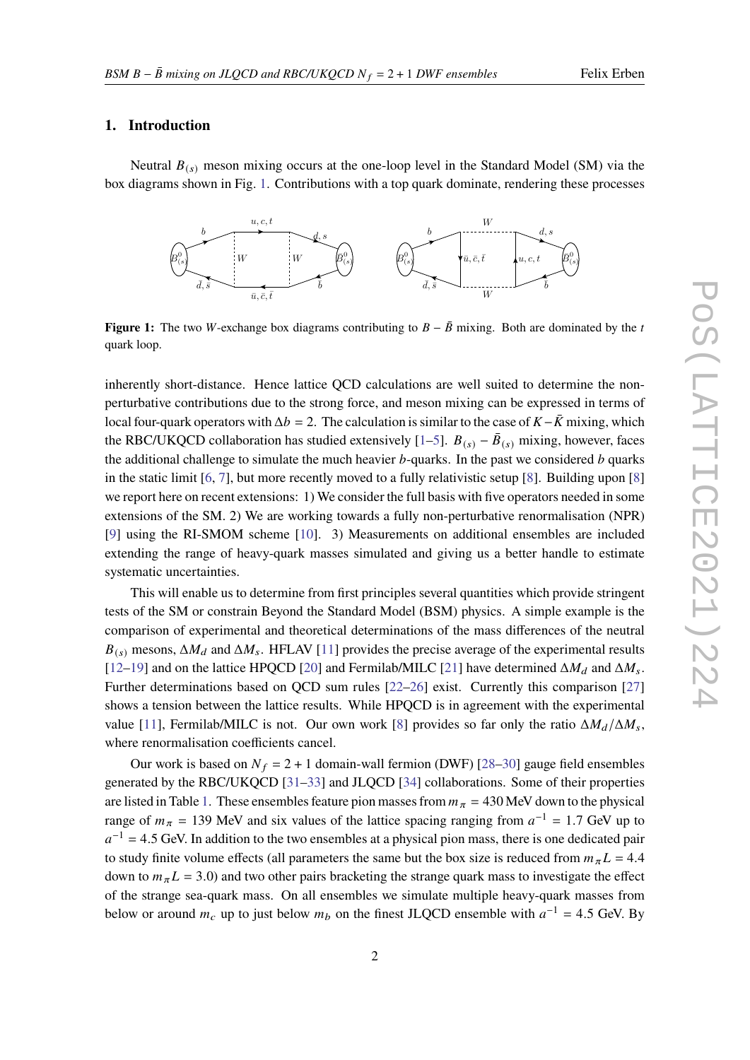## 1. Introduction

Neutral $B_{(s)}$ meson mixing occurs at the one-loop level in the Standard Model (SM) via the box diagrams shown in Fig. 1. Contributions with a top quark dominate, rendering these processes

**Figure 1:** The two $W$-exchange box diagrams contributing to $B - \bar{B}$ mixing. Both are dominated by the $t$ quark loop.

inherently short-distance. Hence lattice QCD calculations are well suited to determine the non-perturbative contributions due to the strong force, and meson mixing can be expressed in terms of local four-quark operators with $\Delta b = 2$. The calculation is similar to the case of $K - \bar{K}$ mixing, which the RBC/UKQCD collaboration has studied extensively [1–5]. $B_{(s)} - \bar{B}_{(s)}$ mixing, however, faces the additional challenge to simulate the much heavier $b$-quarks. In the past we considered $b$ quarks in the static limit [6, 7], but more recently moved to a fully relativistic setup [8]. Building upon [8] we report here on recent extensions: 1) We consider the full basis with five operators needed in some extensions of the SM. 2) We are working towards a fully non-perturbative renormalisation (NPR) [9] using the RI-SMOM scheme [10]. 3) Measurements on additional ensembles are included extending the range of heavy-quark masses simulated and giving us a better handle to estimate systematic uncertainties.

This will enable us to determine from first principles several quantities which provide stringent tests of the SM or constrain Beyond the Standard Model (BSM) physics. A simple example is the comparison of experimental and theoretical determinations of the mass differences of the neutral $B_{(s)}$ mesons, $\Delta M_d$ and $\Delta M_s$. HFLAV [11] provides the precise average of the experimental results [12–19] and on the lattice HPQCD [20] and Fermilab/MILC [21] have determined $\Delta M_d$ and $\Delta M_s$. Further determinations based on QCD sum rules [22–26] exist. Currently this comparison [27] shows a tension between the lattice results. While HPQCD is in agreement with the experimental value [11], Fermilab/MILC is not. Our own work [8] provides so far only the ratio $\Delta M_d / \Delta M_s$, where renormalisation coefficients cancel.

Our work is based on $N_f = 2 + 1$ domain-wall fermion (DWF) [28–30] gauge field ensembles generated by the RBC/UKQCD [31–33] and JLQCD [34] collaborations. Some of their properties are listed in Table 1. These ensembles feature pion masses from $m_\pi = 430$ MeV down to the physical range of $m_\pi = 139$ MeV and six values of the lattice spacing ranging from $a^{-1} = 1.7$ GeV up to $a^{-1} = 4.5$ GeV. In addition to the two ensembles at a physical pion mass, there is one dedicated pair to study finite volume effects (all parameters the same but the box size is reduced from $m_\pi L = 4.4$ down to $m_\pi L = 3.0$) and two other pairs bracketing the strange quark mass to investigate the effect of the strange sea-quark mass. On all ensembles we simulate multiple heavy-quark masses from below or around $m_c$ up to just below $m_b$ on the finest JLQCD ensemble with $a^{-1} = 4.5$ GeV. By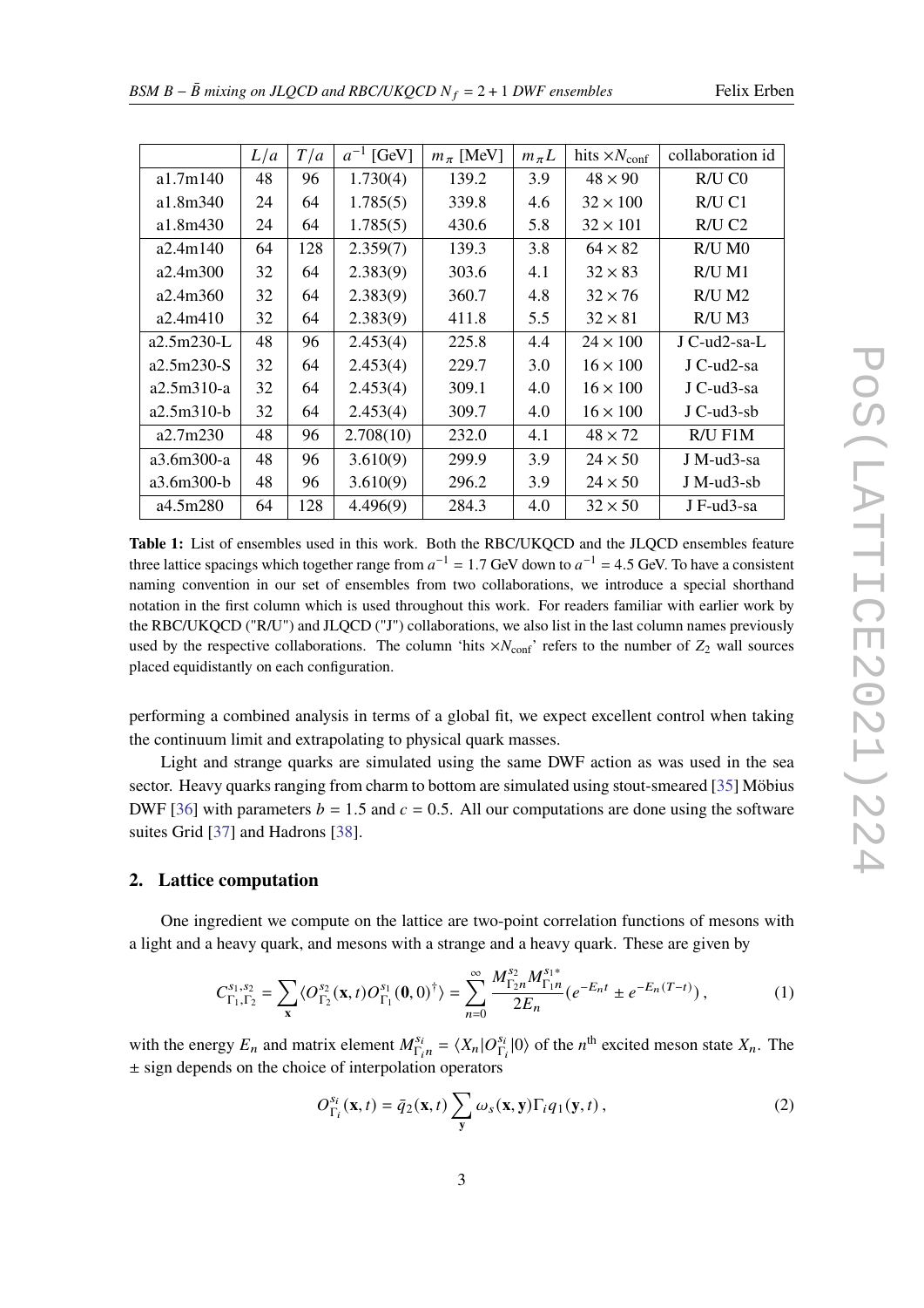| | $L/a$ | $T/a$ | $a^{-1}$ [GeV] | $m_\pi$ [MeV] | $m_\pi L$ | hits $\times N_{\text{conf}}$ | collaboration id |
|---|---|---|---|---|---|---|---|
| a1.7m140 | 48 | 96 | 1.730(4) | 139.2 | 3.9 | $48 \times 90$ | R/U C0 |
| a1.8m340 | 24 | 64 | 1.785(5) | 339.8 | 4.6 | $32 \times 100$ | R/U C1 |
| a1.8m430 | 24 | 64 | 1.785(5) | 430.6 | 5.8 | $32 \times 101$ | R/U C2 |
| a2.4m140 | 64 | 128 | 2.359(7) | 139.3 | 3.8 | $64 \times 82$ | R/U M0 |
| a2.4m300 | 32 | 64 | 2.383(9) | 303.6 | 4.1 | $32 \times 83$ | R/U M1 |
| a2.4m360 | 32 | 64 | 2.383(9) | 360.7 | 4.8 | $32 \times 76$ | R/U M2 |
| a2.4m410 | 32 | 64 | 2.383(9) | 411.8 | 5.5 | $32 \times 81$ | R/U M3 |
| a2.5m230-L | 48 | 96 | 2.453(4) | 225.8 | 4.4 | $24 \times 100$ | J C-ud2-sa-L |
| a2.5m230-S | 32 | 64 | 2.453(4) | 229.7 | 3.0 | $16 \times 100$ | J C-ud2-sa |
| a2.5m310-a | 32 | 64 | 2.453(4) | 309.1 | 4.0 | $16 \times 100$ | J C-ud3-sa |
| a2.5m310-b | 32 | 64 | 2.453(4) | 309.7 | 4.0 | $16 \times 100$ | J C-ud3-sb |
| a2.7m230 | 48 | 96 | 2.708(10) | 232.0 | 4.1 | $48 \times 72$ | R/U F1M |
| a3.6m300-a | 48 | 96 | 3.610(9) | 299.9 | 3.9 | $24 \times 50$ | J M-ud3-sa |
| a3.6m300-b | 48 | 96 | 3.610(9) | 296.2 | 3.9 | $24 \times 50$ | J M-ud3-sb |
| a4.5m280 | 64 | 128 | 4.496(9) | 284.3 | 4.0 | $32 \times 50$ | J F-ud3-sa |

**Table 1:** List of ensembles used in this work. Both the RBC/UKQCD and the JLQCD ensembles feature three lattice spacings which together range from $a^{-1} = 1.7$ GeV down to $a^{-1} = 4.5$ GeV. To have a consistent naming convention in our set of ensembles from two collaborations, we introduce a special shorthand notation in the first column which is used throughout this work. For readers familiar with earlier work by the RBC/UKQCD ("R/U") and JLQCD ("J") collaborations, we also list in the last column names previously used by the respective collaborations. The column 'hits $\times N_{\text{conf}}$' refers to the number of $Z_2$ wall sources placed equidistantly on each configuration.

performing a combined analysis in terms of a global fit, we expect excellent control when taking the continuum limit and extrapolating to physical quark masses.

Light and strange quarks are simulated using the same DWF action as was used in the sea sector. Heavy quarks ranging from charm to bottom are simulated using stout-smeared [35] Möbius DWF [36] with parameters $b = 1.5$ and $c = 0.5$. All our computations are done using the software suites Grid [37] and Hadrons [38].

## 2. Lattice computation

One ingredient we compute on the lattice are two-point correlation functions of mesons with a light and a heavy quark, and mesons with a strange and a heavy quark. These are given by

$$C^{s_1,s_2}_{\Gamma_1,\Gamma_2} = \sum_{\mathbf{x}} \langle O^{s_2}_{\Gamma_2}(\mathbf{x},t) O^{s_1}_{\Gamma_1}(\mathbf{0},0)^\dagger \rangle = \sum_{n=0}^{\infty} \frac{M^{s_2}_{\Gamma_2 n} M^{s_1 *}_{\Gamma_1 n}}{2E_n} (e^{-E_n t} \pm e^{-E_n (T-t)}) \,, \tag{1}$$

with the energy $E_n$ and matrix element $M^{s_i}_{\Gamma_i n} = \langle X_n | O^{s_i}_{\Gamma_i} | 0 \rangle$ of the $n^{\text{th}}$ excited meson state $X_n$. The $\pm$ sign depends on the choice of interpolation operators

$$O^{s_i}_{\Gamma_i}(\mathbf{x},t) = \bar{q}_2(\mathbf{x},t) \sum_{\mathbf{y}} \omega_s(\mathbf{x},\mathbf{y}) \Gamma_i q_1(\mathbf{y},t) \,, \tag{2}$$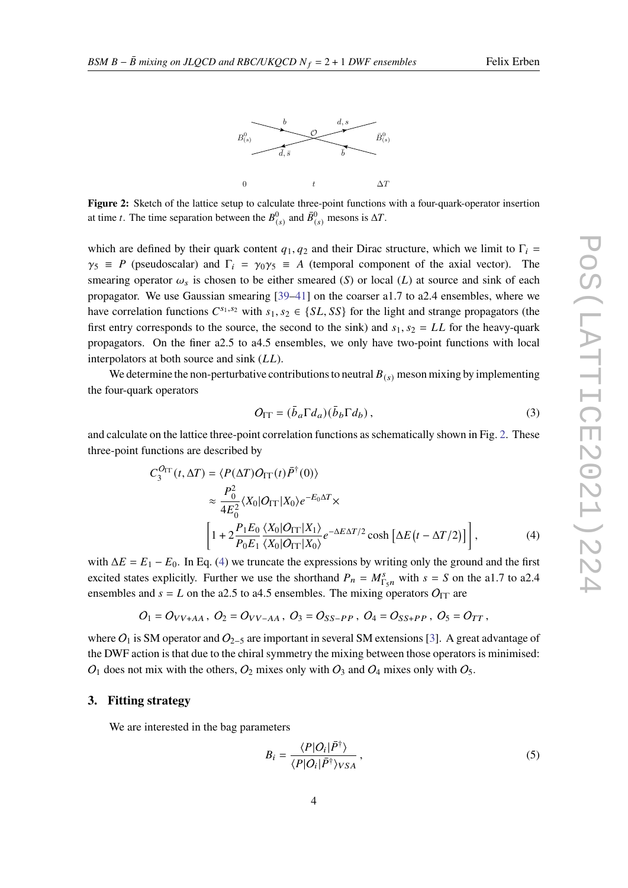**Figure 2:** Sketch of the lattice setup to calculate three-point functions with a four-quark-operator insertion at time $t$. The time separation between the $B^0_{(s)}$ and $\bar{B}^0_{(s)}$ mesons is $\Delta T$.

which are defined by their quark content $q_1, q_2$ and their Dirac structure, which we limit to $\Gamma_i = \gamma_5 \equiv P$ (pseudoscalar) and $\Gamma_i = \gamma_0\gamma_5 \equiv A$ (temporal component of the axial vector). The smearing operator $\omega_s$ is chosen to be either smeared ($S$) or local ($L$) at source and sink of each propagator. We use Gaussian smearing [39–41] on the coarser a1.7 to a2.4 ensembles, where we have correlation functions $C^{s_1,s_2}$ with $s_1, s_2 \in \{SL, SS\}$ for the light and strange propagators (the first entry corresponds to the source, the second to the sink) and $s_1, s_2 = LL$ for the heavy-quark propagators. On the finer a2.5 to a4.5 ensembles, we only have two-point functions with local interpolators at both source and sink ($LL$).

We determine the non-perturbative contributions to neutral $B_{(s)}$ meson mixing by implementing the four-quark operators

$$O_{\Gamma\Gamma} = (\bar{b}_a \Gamma d_a)(\bar{b}_b \Gamma d_b)\,, \tag{3}$$

and calculate on the lattice three-point correlation functions as schematically shown in Fig. 2. These three-point functions are described by

$$\begin{aligned} C_3^{O_{\Gamma\Gamma}}(t, \Delta T) &= \langle P(\Delta T) O_{\Gamma\Gamma}(t) \bar{P}^\dagger(0)\rangle \\ &\approx \frac{P_0^2}{4E_0^2} \langle X_0|O_{\Gamma\Gamma}|X_0\rangle e^{-E_0 \Delta T} \times \\ &\quad \left[1 + 2\frac{P_1 E_0}{P_0 E_1} \frac{\langle X_0|O_{\Gamma\Gamma}|X_1\rangle}{\langle X_0|O_{\Gamma\Gamma}|X_0\rangle} e^{-\Delta E \Delta T/2} \cosh\left[\Delta E\big(t - \Delta T/2\big)\right]\right], \end{aligned} \tag{4}$$

with $\Delta E = E_1 - E_0$. In Eq. (4) we truncate the expressions by writing only the ground and the first excited states explicitly. Further we use the shorthand $P_n = M^s_{\Gamma_5 n}$ with $s = S$ on the a1.7 to a2.4 ensembles and $s = L$ on the a2.5 to a4.5 ensembles. The mixing operators $O_{\Gamma\Gamma}$ are

$$O_1 = O_{VV+AA}\,,\; O_2 = O_{VV-AA}\,,\; O_3 = O_{SS-PP}\,,\; O_4 = O_{SS+PP}\,,\; O_5 = O_{TT}\,,$$

where $O_1$ is SM operator and $O_{2-5}$ are important in several SM extensions [3]. A great advantage of the DWF action is that due to the chiral symmetry the mixing between those operators is minimised: $O_1$ does not mix with the others, $O_2$ mixes only with $O_3$ and $O_4$ mixes only with $O_5$.

## 3. Fitting strategy

We are interested in the bag parameters

$$B_i = \frac{\langle P|O_i|\bar{P}^\dagger\rangle}{\langle P|O_i|\bar{P}^\dagger\rangle_{VSA}}\,, \tag{5}$$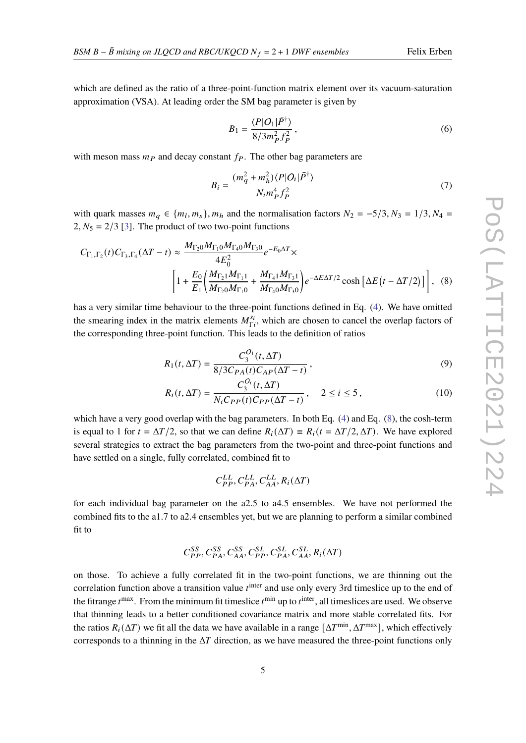which are defined as the ratio of a three-point-function matrix element over its vacuum-saturation approximation (VSA). At leading order the SM bag parameter is given by

$$B_1 = \frac{\langle P|O_1|\bar{P}^\dagger\rangle}{8/3 m_P^2 f_P^2}\,, \tag{6}$$

with meson mass $m_P$ and decay constant $f_P$. The other bag parameters are

$$B_i = \frac{(m_q^2 + m_h^2)\langle P|O_i|\bar{P}^\dagger\rangle}{N_i m_P^4 f_P^2} \tag{7}$$

with quark masses $m_q \in \{m_l, m_s\}, m_h$ and the normalisation factors $N_2 = -5/3, N_3 = 1/3, N_4 = 2, N_5 = 2/3$ [3]. The product of two two-point functions

$$C_{\Gamma_1,\Gamma_2}(t) C_{\Gamma_3,\Gamma_4}(\Delta T - t) \approx \frac{M_{\Gamma_2 0} M_{\Gamma_1 0} M_{\Gamma_4 0} M_{\Gamma_3 0}}{4E_0^2} e^{-E_0 \Delta T} \times \left[1 + \frac{E_0}{E_1}\left(\frac{M_{\Gamma_2 1} M_{\Gamma_1 1}}{M_{\Gamma_2 0} M_{\Gamma_1 0}} + \frac{M_{\Gamma_4 1} M_{\Gamma_3 1}}{M_{\Gamma_4 0} M_{\Gamma_3 0}}\right) e^{-\Delta E \Delta T/2} \cosh\left[\Delta E\big(t - \Delta T/2\big)\right]\right], \tag{8}$$

has a very similar time behaviour to the three-point functions defined in Eq. (4). We have omitted the smearing index in the matrix elements $M_{\Gamma i}^{s_i}$, which are chosen to cancel the overlap factors of the corresponding three-point function. This leads to the definition of ratios

$$R_1(t, \Delta T) = \frac{C_3^{O_1}(t, \Delta T)}{8/3 C_{PA}(t) C_{AP}(\Delta T - t)}\,, \tag{9}$$

$$R_i(t, \Delta T) = \frac{C_3^{O_i}(t, \Delta T)}{N_i C_{PP}(t) C_{PP}(\Delta T - t)}\,, \quad 2 \le i \le 5\,, \tag{10}$$

which have a very good overlap with the bag parameters. In both Eq. (4) and Eq. (8), the cosh-term is equal to 1 for $t = \Delta T/2$, so that we can define $R_i(\Delta T) \equiv R_i(t = \Delta T/2, \Delta T)$. We have explored several strategies to extract the bag parameters from the two-point and three-point functions and have settled on a single, fully correlated, combined fit to

$$C_{PP}^{LL}, C_{PA}^{LL}, C_{AA}^{LL}, R_i(\Delta T)$$

for each individual bag parameter on the a2.5 to a4.5 ensembles. We have not performed the combined fits to the a1.7 to a2.4 ensembles yet, but we are planning to perform a similar combined fit to

$$C_{PP}^{SS}, C_{PA}^{SS}, C_{AA}^{SS}, C_{PP}^{SL}, C_{PA}^{SL}, C_{AA}^{SL}, R_i(\Delta T)$$

on those. To achieve a fully correlated fit in the two-point functions, we are thinning out the correlation function above a transition value $t^{\text{inter}}$ and use only every 3rd timeslice up to the end of the fitrange $t^{\text{max}}$. From the minimum fit timeslice $t^{\text{min}}$ up to $t^{\text{inter}}$, all timeslices are used. We observe that thinning leads to a better conditioned covariance matrix and more stable correlated fits. For the ratios $R_i(\Delta T)$ we fit all the data we have available in a range $[\Delta T^{\text{min}}, \Delta T^{\text{max}}]$, which effectively corresponds to a thinning in the $\Delta T$ direction, as we have measured the three-point functions only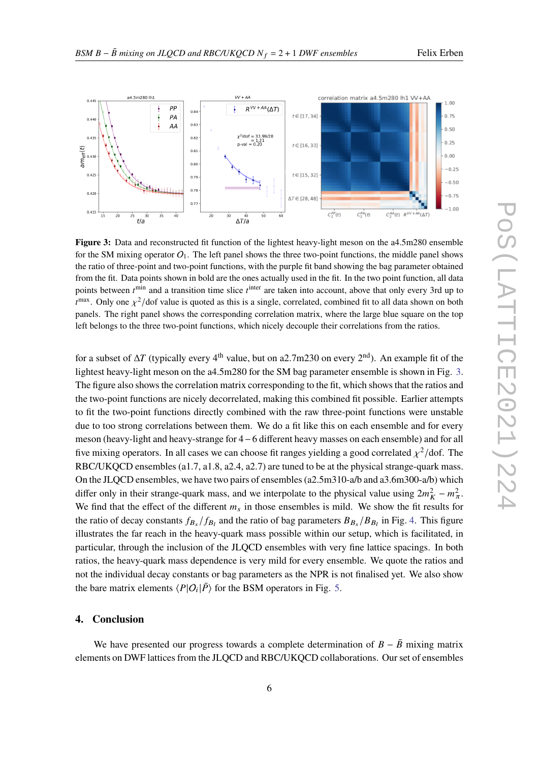**Figure 3:** Data and reconstructed fit function of the lightest heavy-light meson on the a4.5m280 ensemble for the SM mixing operator $O_1$. The left panel shows the three two-point functions, the middle panel shows the ratio of three-point and two-point functions, with the purple fit band showing the bag parameter obtained from the fit. Data points shown in bold are the ones actually used in the fit. In the two point function, all data points between $t^{\text{min}}$ and a transition time slice $t^{\text{inter}}$ are taken into account, above that only every 3rd up to $t^{\text{max}}$. Only one $\chi^2$/dof value is quoted as this is a single, correlated, combined fit to all data shown on both panels. The right panel shows the corresponding correlation matrix, where the large blue square on the top left belongs to the three two-point functions, which nicely decouple their correlations from the ratios.

for a subset of $\Delta T$ (typically every 4th value, but on a2.7m230 on every 2nd). An example fit of the lightest heavy-light meson on the a4.5m280 for the SM bag parameter ensemble is shown in Fig. 3. The figure also shows the correlation matrix corresponding to the fit, which shows that the ratios and the two-point functions are nicely decorrelated, making this combined fit possible. Earlier attempts to fit the two-point functions directly combined with the raw three-point functions were unstable due to too strong correlations between them. We do a fit like this on each ensemble and for every meson (heavy-light and heavy-strange for $4-6$ different heavy masses on each ensemble) and for all five mixing operators. In all cases we can choose fit ranges yielding a good correlated $\chi^2$/dof. The RBC/UKQCD ensembles (a1.7, a1.8, a2.4, a2.7) are tuned to be at the physical strange-quark mass. On the JLQCD ensembles, we have two pairs of ensembles (a2.5m310-a/b and a3.6m300-a/b) which differ only in their strange-quark mass, and we interpolate to the physical value using $2m_K^2 - m_\pi^2$. We find that the effect of the different $m_s$ in those ensembles is mild. We show the fit results for the ratio of decay constants $f_{B_s}/f_{B_l}$ and the ratio of bag parameters $B_{B_s}/B_{B_l}$ in Fig. 4. This figure illustrates the far reach in the heavy-quark mass possible within our setup, which is facilitated, in particular, through the inclusion of the JLQCD ensembles with very fine lattice spacings. In both ratios, the heavy-quark mass dependence is very mild for every ensemble. We quote the ratios and not the individual decay constants or bag parameters as the NPR is not finalised yet. We also show the bare matrix elements $\langle P|O_i|\bar{P}\rangle$ for the BSM operators in Fig. 5.

## 4. Conclusion

We have presented our progress towards a complete determination of $B-\bar{B}$ mixing matrix elements on DWF lattices from the JLQCD and RBC/UKQCD collaborations. Our set of ensembles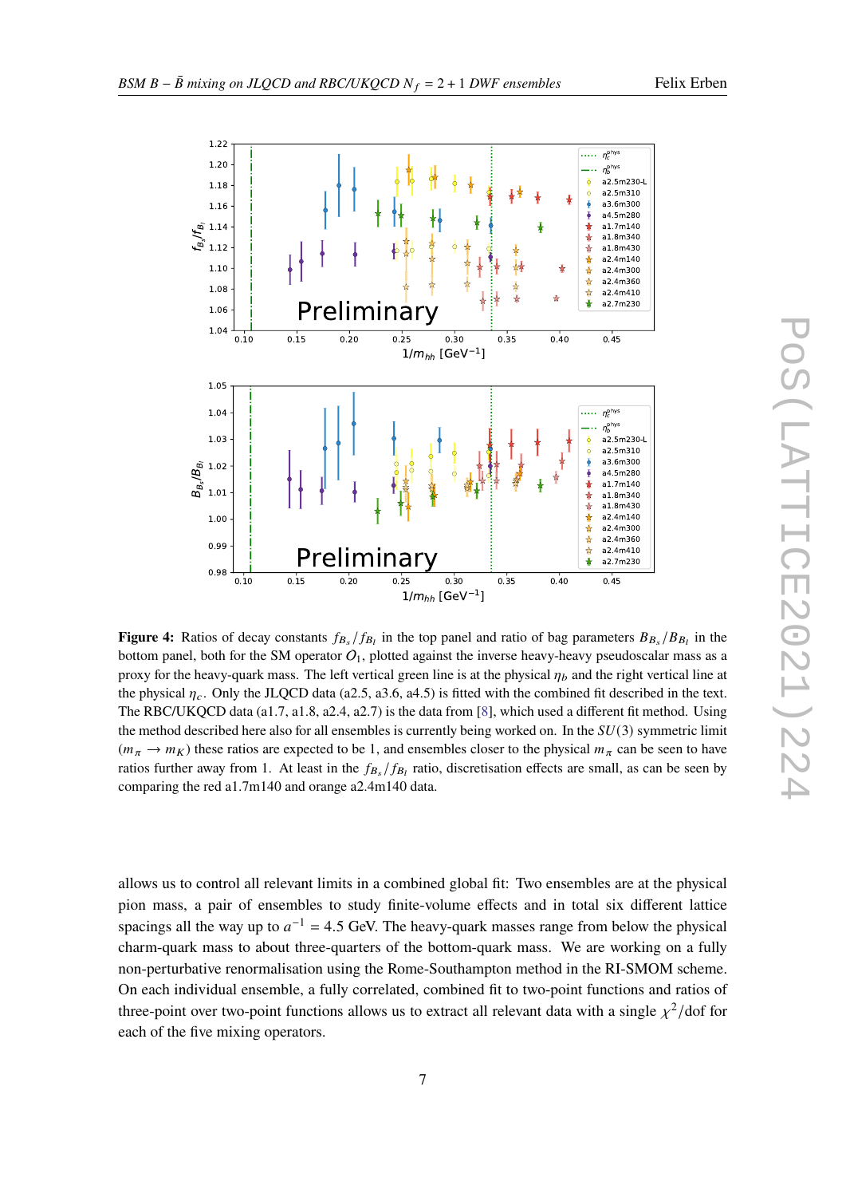**Figure 4:** Ratios of decay constants $f_{B_s}/f_{B_l}$ in the top panel and ratio of bag parameters $B_{B_s}/B_{B_l}$ in the bottom panel, both for the SM operator $O_1$, plotted against the inverse heavy-heavy pseudoscalar mass as a proxy for the heavy-quark mass. The left vertical green line is at the physical $\eta_b$ and the right vertical line at the physical $\eta_c$. Only the JLQCD data (a2.5, a3.6, a4.5) is fitted with the combined fit described in the text. The RBC/UKQCD data (a1.7, a1.8, a2.4, a2.7) is the data from [8], which used a different fit method. Using the method described here also for all ensembles is currently being worked on. In the $SU(3)$ symmetric limit ($m_\pi \to m_K$) these ratios are expected to be 1, and ensembles closer to the physical $m_\pi$ can be seen to have ratios further away from 1. At least in the $f_{B_s}/f_{B_l}$ ratio, discretisation effects are small, as can be seen by comparing the red a1.7m140 and orange a2.4m140 data.

allows us to control all relevant limits in a combined global fit: Two ensembles are at the physical pion mass, a pair of ensembles to study finite-volume effects and in total six different lattice spacings all the way up to $a^{-1} = 4.5$ GeV. The heavy-quark masses range from below the physical charm-quark mass to about three-quarters of the bottom-quark mass. We are working on a fully non-perturbative renormalisation using the Rome-Southampton method in the RI-SMOM scheme. On each individual ensemble, a fully correlated, combined fit to two-point functions and ratios of three-point over two-point functions allows us to extract all relevant data with a single $\chi^2$/dof for each of the five mixing operators.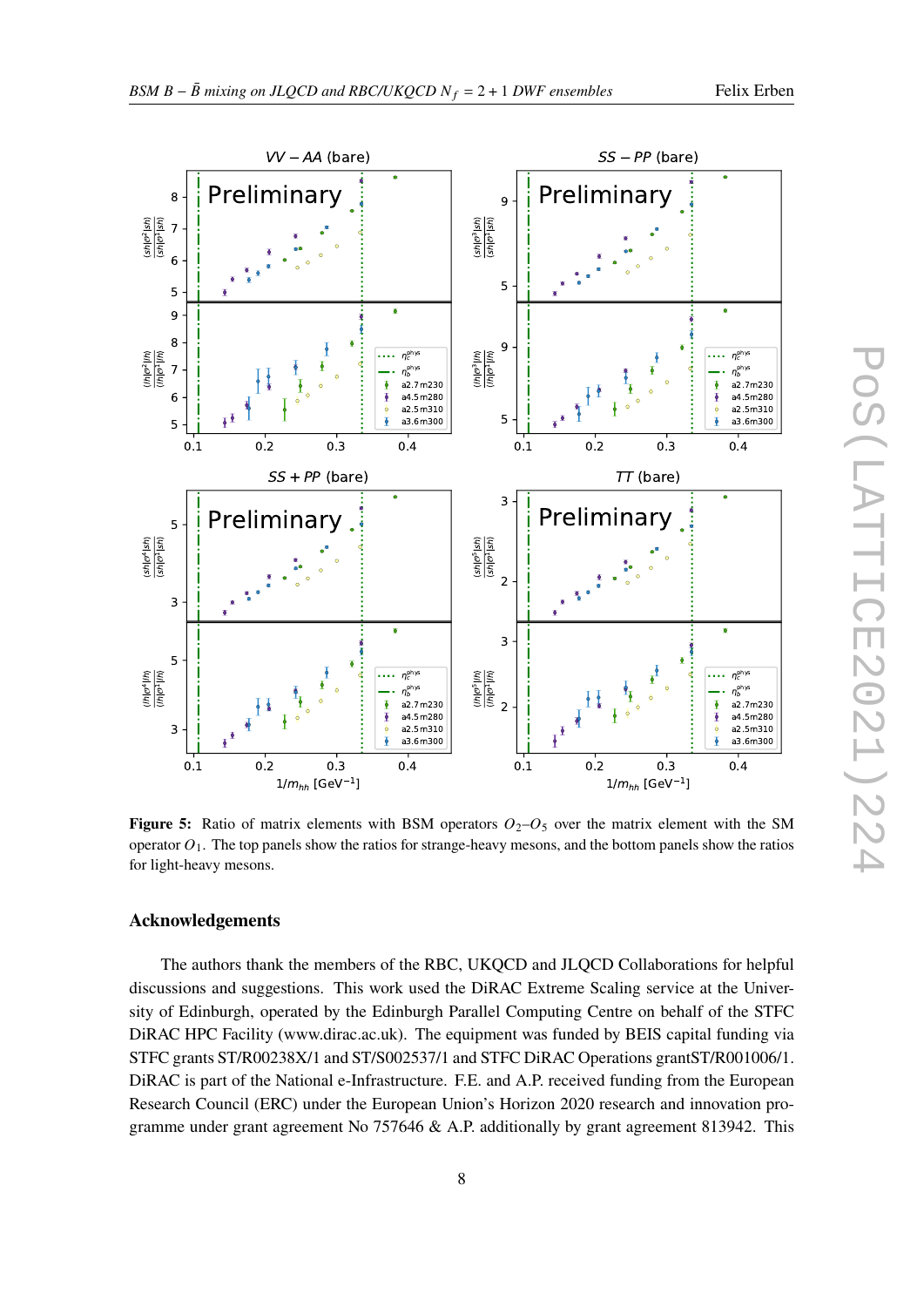**Figure 5:** Ratio of matrix elements with BSM operators $O_2$–$O_5$ over the matrix element with the SM operator $O_1$. The top panels show the ratios for strange-heavy mesons, and the bottom panels show the ratios for light-heavy mesons.

## Acknowledgements

The authors thank the members of the RBC, UKQCD and JLQCD Collaborations for helpful discussions and suggestions. This work used the DiRAC Extreme Scaling service at the University of Edinburgh, operated by the Edinburgh Parallel Computing Centre on behalf of the STFC DiRAC HPC Facility (www.dirac.ac.uk). The equipment was funded by BEIS capital funding via STFC grants ST/R00238X/1 and ST/S002537/1 and STFC DiRAC Operations grantST/R001006/1. DiRAC is part of the National e-Infrastructure. F.E. and A.P. received funding from the European Research Council (ERC) under the European Union's Horizon 2020 research and innovation programme under grant agreement No 757646 & A.P. additionally by grant agreement 813942. This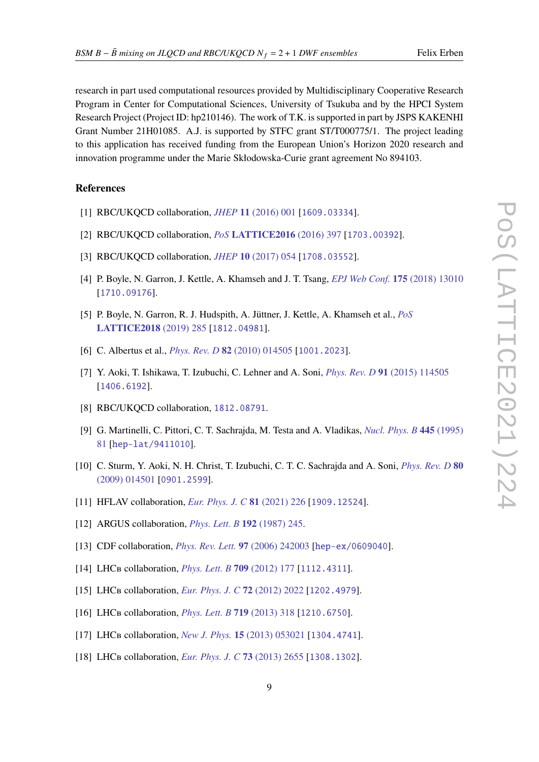research in part used computational resources provided by Multidisciplinary Cooperative Research Program in Center for Computational Sciences, University of Tsukuba and by the HPCI System Research Project (Project ID: hp210146). The work of T.K. is supported in part by JSPS KAKENHI Grant Number 21H01085. A.J. is supported by STFC grant ST/T000775/1. The project leading to this application has received funding from the European Union's Horizon 2020 research and innovation programme under the Marie Skłodowska-Curie grant agreement No 894103.

## References

[1] RBC/UKQCD collaboration, *JHEP* **11** (2016) 001 [1609.03334].

[2] RBC/UKQCD collaboration, *PoS* **LATTICE2016** (2016) 397 [1703.00392].

[3] RBC/UKQCD collaboration, *JHEP* **10** (2017) 054 [1708.03552].

[4] P. Boyle, N. Garron, J. Kettle, A. Khamseh and J. T. Tsang, *EPJ Web Conf.* **175** (2018) 13010 [1710.09176].

[5] P. Boyle, N. Garron, R. J. Hudspith, A. Jüttner, J. Kettle, A. Khamseh et al., *PoS* **LATTICE2018** (2019) 285 [1812.04981].

[6] C. Albertus et al., *Phys. Rev. D* **82** (2010) 014505 [1001.2023].

[7] Y. Aoki, T. Ishikawa, T. Izubuchi, C. Lehner and A. Soni, *Phys. Rev. D* **91** (2015) 114505 [1406.6192].

[8] RBC/UKQCD collaboration, 1812.08791.

[9] G. Martinelli, C. Pittori, C. T. Sachrajda, M. Testa and A. Vladikas, *Nucl. Phys. B* **445** (1995) 81 [hep-lat/9411010].

[10] C. Sturm, Y. Aoki, N. H. Christ, T. Izubuchi, C. T. C. Sachrajda and A. Soni, *Phys. Rev. D* **80** (2009) 014501 [0901.2599].

[11] HFLAV collaboration, *Eur. Phys. J. C* **81** (2021) 226 [1909.12524].

[12] ARGUS collaboration, *Phys. Lett. B* **192** (1987) 245.

[13] CDF collaboration, *Phys. Rev. Lett.* **97** (2006) 242003 [hep-ex/0609040].

[14] LHCb collaboration, *Phys. Lett. B* **709** (2012) 177 [1112.4311].

[15] LHCb collaboration, *Eur. Phys. J. C* **72** (2012) 2022 [1202.4979].

[16] LHCb collaboration, *Phys. Lett. B* **719** (2013) 318 [1210.6750].

[17] LHCb collaboration, *New J. Phys.* **15** (2013) 053021 [1304.4741].

[18] LHCb collaboration, *Eur. Phys. J. C* **73** (2013) 2655 [1308.1302].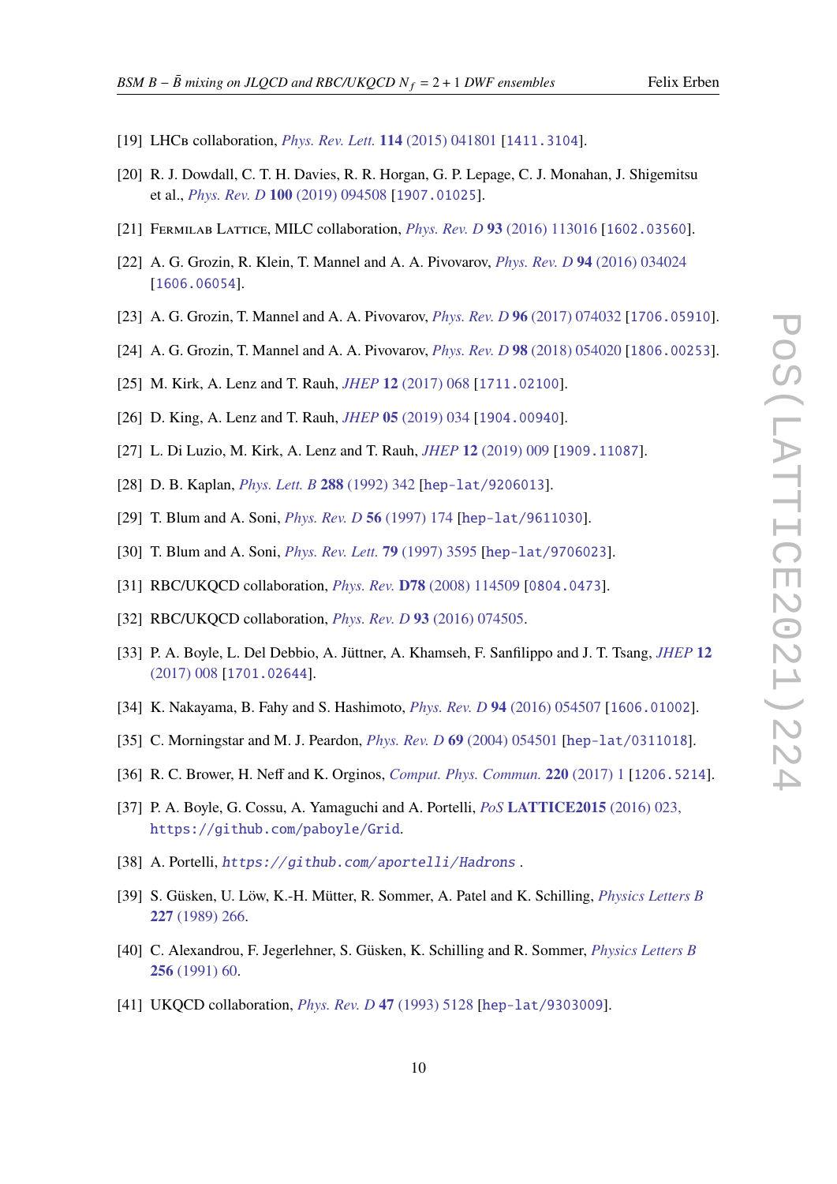[19] LHCb collaboration, *Phys. Rev. Lett.* **114** (2015) 041801 [1411.3104].

[20] R. J. Dowdall, C. T. H. Davies, R. R. Horgan, G. P. Lepage, C. J. Monahan, J. Shigemitsu et al., *Phys. Rev. D* **100** (2019) 094508 [1907.01025].

[21] Fermilab Lattice, MILC collaboration, *Phys. Rev. D* **93** (2016) 113016 [1602.03560].

[22] A. G. Grozin, R. Klein, T. Mannel and A. A. Pivovarov, *Phys. Rev. D* **94** (2016) 034024 [1606.06054].

[23] A. G. Grozin, T. Mannel and A. A. Pivovarov, *Phys. Rev. D* **96** (2017) 074032 [1706.05910].

[24] A. G. Grozin, T. Mannel and A. A. Pivovarov, *Phys. Rev. D* **98** (2018) 054020 [1806.00253].

[25] M. Kirk, A. Lenz and T. Rauh, *JHEP* **12** (2017) 068 [1711.02100].

[26] D. King, A. Lenz and T. Rauh, *JHEP* **05** (2019) 034 [1904.00940].

[27] L. Di Luzio, M. Kirk, A. Lenz and T. Rauh, *JHEP* **12** (2019) 009 [1909.11087].

[28] D. B. Kaplan, *Phys. Lett. B* **288** (1992) 342 [hep-lat/9206013].

[29] T. Blum and A. Soni, *Phys. Rev. D* **56** (1997) 174 [hep-lat/9611030].

[30] T. Blum and A. Soni, *Phys. Rev. Lett.* **79** (1997) 3595 [hep-lat/9706023].

[31] RBC/UKQCD collaboration, *Phys. Rev.* **D78** (2008) 114509 [0804.0473].

[32] RBC/UKQCD collaboration, *Phys. Rev. D* **93** (2016) 074505.

[33] P. A. Boyle, L. Del Debbio, A. Jüttner, A. Khamseh, F. Sanfilippo and J. T. Tsang, *JHEP* **12** (2017) 008 [1701.02644].

[34] K. Nakayama, B. Fahy and S. Hashimoto, *Phys. Rev. D* **94** (2016) 054507 [1606.01002].

[35] C. Morningstar and M. J. Peardon, *Phys. Rev. D* **69** (2004) 054501 [hep-lat/0311018].

[36] R. C. Brower, H. Neff and K. Orginos, *Comput. Phys. Commun.* **220** (2017) 1 [1206.5214].

[37] P. A. Boyle, G. Cossu, A. Yamaguchi and A. Portelli, *PoS* **LATTICE2015** (2016) 023, https://github.com/paboyle/Grid.

[38] A. Portelli, *https://github.com/aportelli/Hadrons* .

[39] S. Güsken, U. Löw, K.-H. Mütter, R. Sommer, A. Patel and K. Schilling, *Physics Letters B* **227** (1989) 266.

[40] C. Alexandrou, F. Jegerlehner, S. Güsken, K. Schilling and R. Sommer, *Physics Letters B* **256** (1991) 60.

[41] UKQCD collaboration, *Phys. Rev. D* **47** (1993) 5128 [hep-lat/9303009].